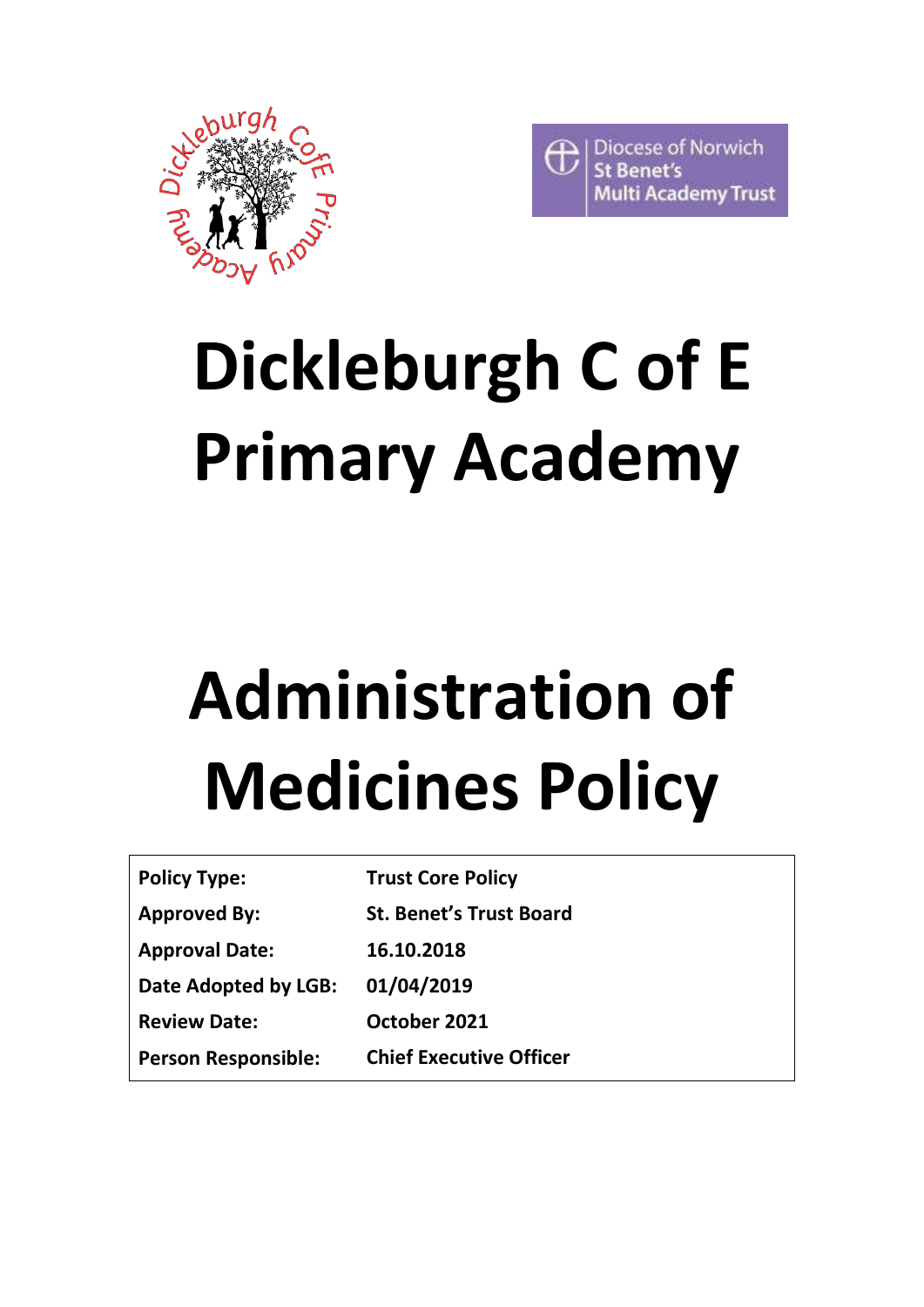# Dickleburgh C of E Primary Academy

# Administration of Medicines Policy

| Policy Type: | Trust Core Policy |
|---|---|
| Approved By: | St. Benet's Trust Board |
| Approval Date: | 16.10.2018 |
| Date Adopted by LGB: | 01/04/2019 |
| Review Date: | October 2021 |
| Person Responsible: | Chief Executive Officer |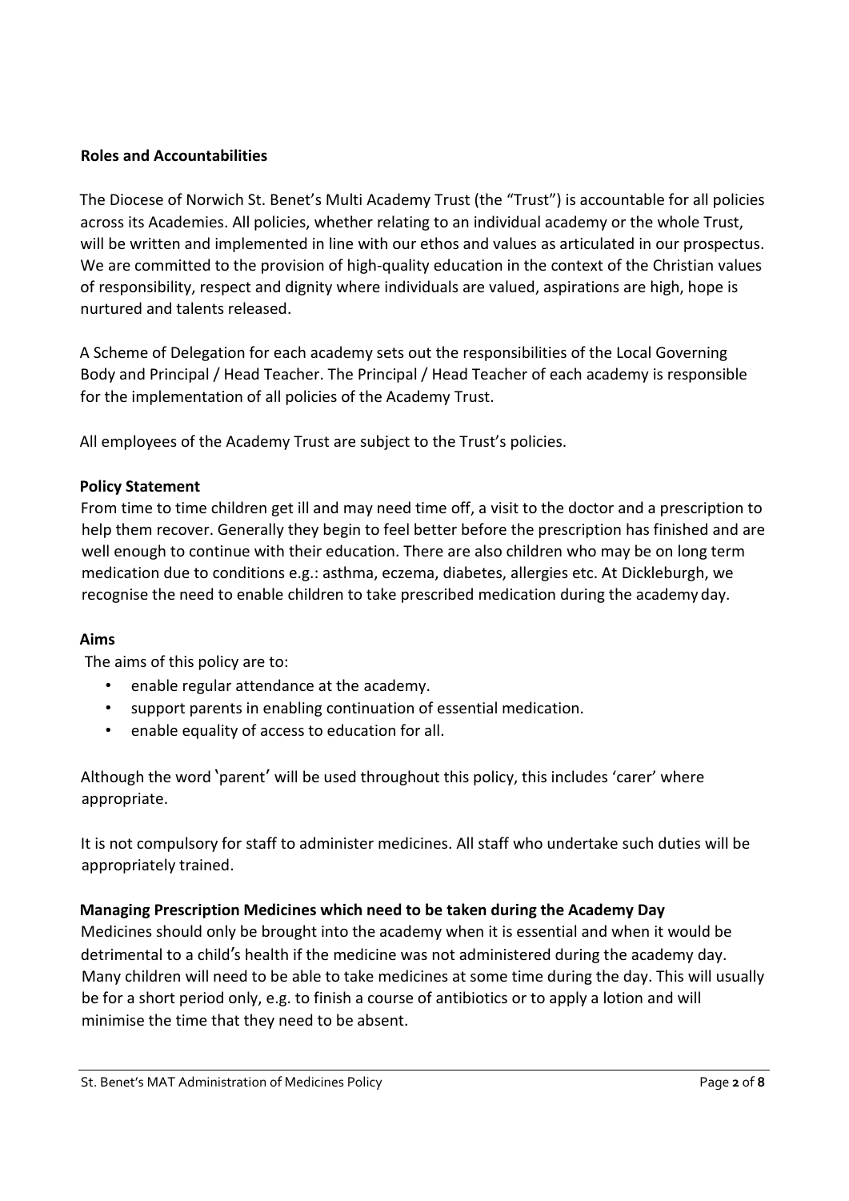## Roles and Accountabilities

The Diocese of Norwich St. Benet's Multi Academy Trust (the "Trust") is accountable for all policies across its Academies. All policies, whether relating to an individual academy or the whole Trust, will be written and implemented in line with our ethos and values as articulated in our prospectus. We are committed to the provision of high-quality education in the context of the Christian values of responsibility, respect and dignity where individuals are valued, aspirations are high, hope is nurtured and talents released.

A Scheme of Delegation for each academy sets out the responsibilities of the Local Governing Body and Principal / Head Teacher. The Principal / Head Teacher of each academy is responsible for the implementation of all policies of the Academy Trust.

All employees of the Academy Trust are subject to the Trust's policies.

## Policy Statement

From time to time children get ill and may need time off, a visit to the doctor and a prescription to help them recover. Generally they begin to feel better before the prescription has finished and are well enough to continue with their education. There are also children who may be on long term medication due to conditions e.g.: asthma, eczema, diabetes, allergies etc. At Dickleburgh, we recognise the need to enable children to take prescribed medication during the academy day.

## Aims

The aims of this policy are to:

- enable regular attendance at the academy.
- support parents in enabling continuation of essential medication.
- enable equality of access to education for all.

Although the word 'parent' will be used throughout this policy, this includes 'carer' where appropriate.

It is not compulsory for staff to administer medicines. All staff who undertake such duties will be appropriately trained.

## Managing Prescription Medicines which need to be taken during the Academy Day

Medicines should only be brought into the academy when it is essential and when it would be detrimental to a child's health if the medicine was not administered during the academy day. Many children will need to be able to take medicines at some time during the day. This will usually be for a short period only, e.g. to finish a course of antibiotics or to apply a lotion and will minimise the time that they need to be absent.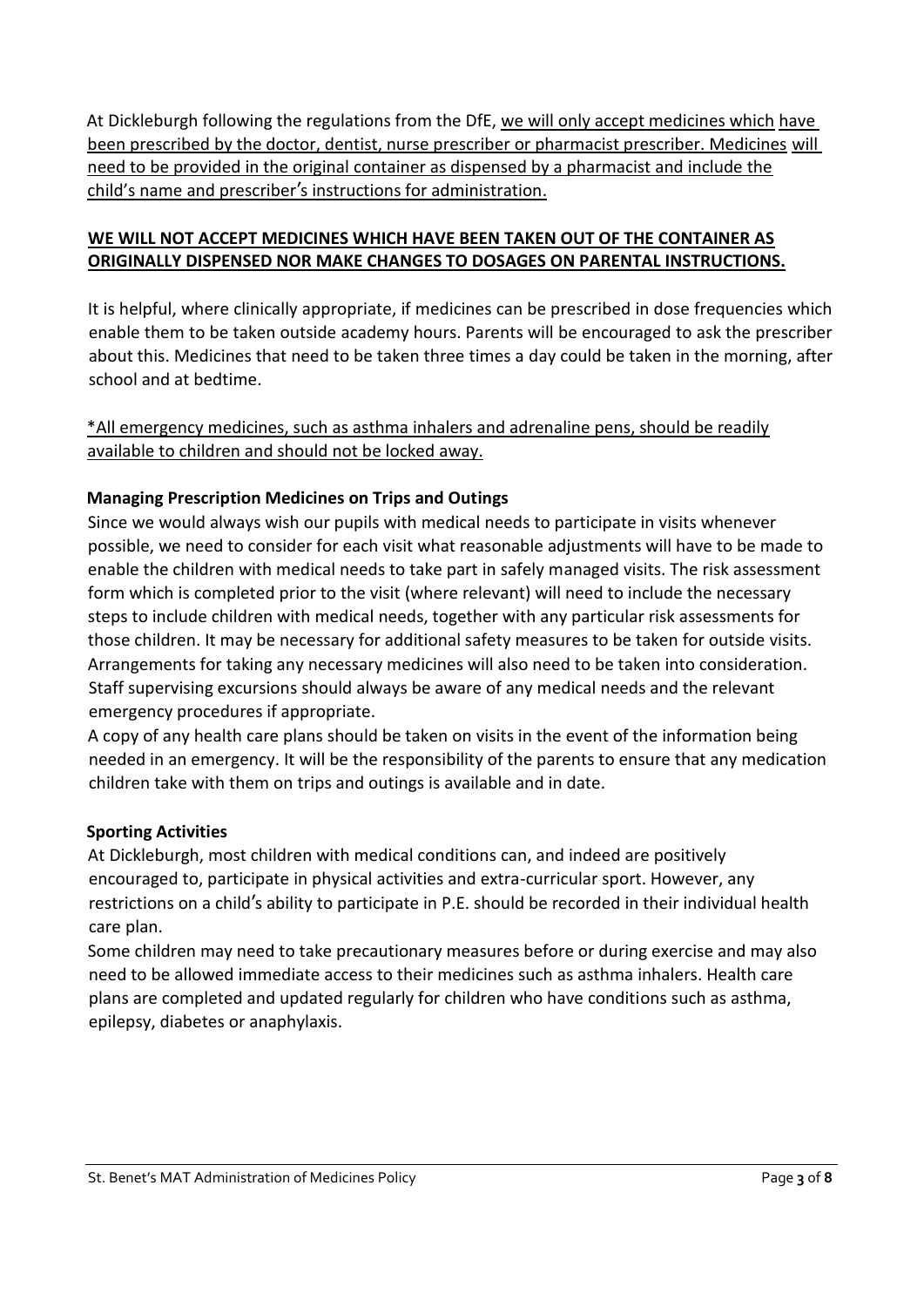At Dickleburgh following the regulations from the DfE, we will only accept medicines which have been prescribed by the doctor, dentist, nurse prescriber or pharmacist prescriber. Medicines will need to be provided in the original container as dispensed by a pharmacist and include the child's name and prescriber's instructions for administration.

**WE WILL NOT ACCEPT MEDICINES WHICH HAVE BEEN TAKEN OUT OF THE CONTAINER AS ORIGINALLY DISPENSED NOR MAKE CHANGES TO DOSAGES ON PARENTAL INSTRUCTIONS.**

It is helpful, where clinically appropriate, if medicines can be prescribed in dose frequencies which enable them to be taken outside academy hours. Parents will be encouraged to ask the prescriber about this. Medicines that need to be taken three times a day could be taken in the morning, after school and at bedtime.

*All emergency medicines, such as asthma inhalers and adrenaline pens, should be readily available to children and should not be locked away.

**Managing Prescription Medicines on Trips and Outings**

Since we would always wish our pupils with medical needs to participate in visits whenever possible, we need to consider for each visit what reasonable adjustments will have to be made to enable the children with medical needs to take part in safely managed visits. The risk assessment form which is completed prior to the visit (where relevant) will need to include the necessary steps to include children with medical needs, together with any particular risk assessments for those children. It may be necessary for additional safety measures to be taken for outside visits. Arrangements for taking any necessary medicines will also need to be taken into consideration. Staff supervising excursions should always be aware of any medical needs and the relevant emergency procedures if appropriate.

A copy of any health care plans should be taken on visits in the event of the information being needed in an emergency. It will be the responsibility of the parents to ensure that any medication children take with them on trips and outings is available and in date.

**Sporting Activities**

At Dickleburgh, most children with medical conditions can, and indeed are positively encouraged to, participate in physical activities and extra-curricular sport. However, any restrictions on a child's ability to participate in P.E. should be recorded in their individual health care plan.

Some children may need to take precautionary measures before or during exercise and may also need to be allowed immediate access to their medicines such as asthma inhalers. Health care plans are completed and updated regularly for children who have conditions such as asthma, epilepsy, diabetes or anaphylaxis.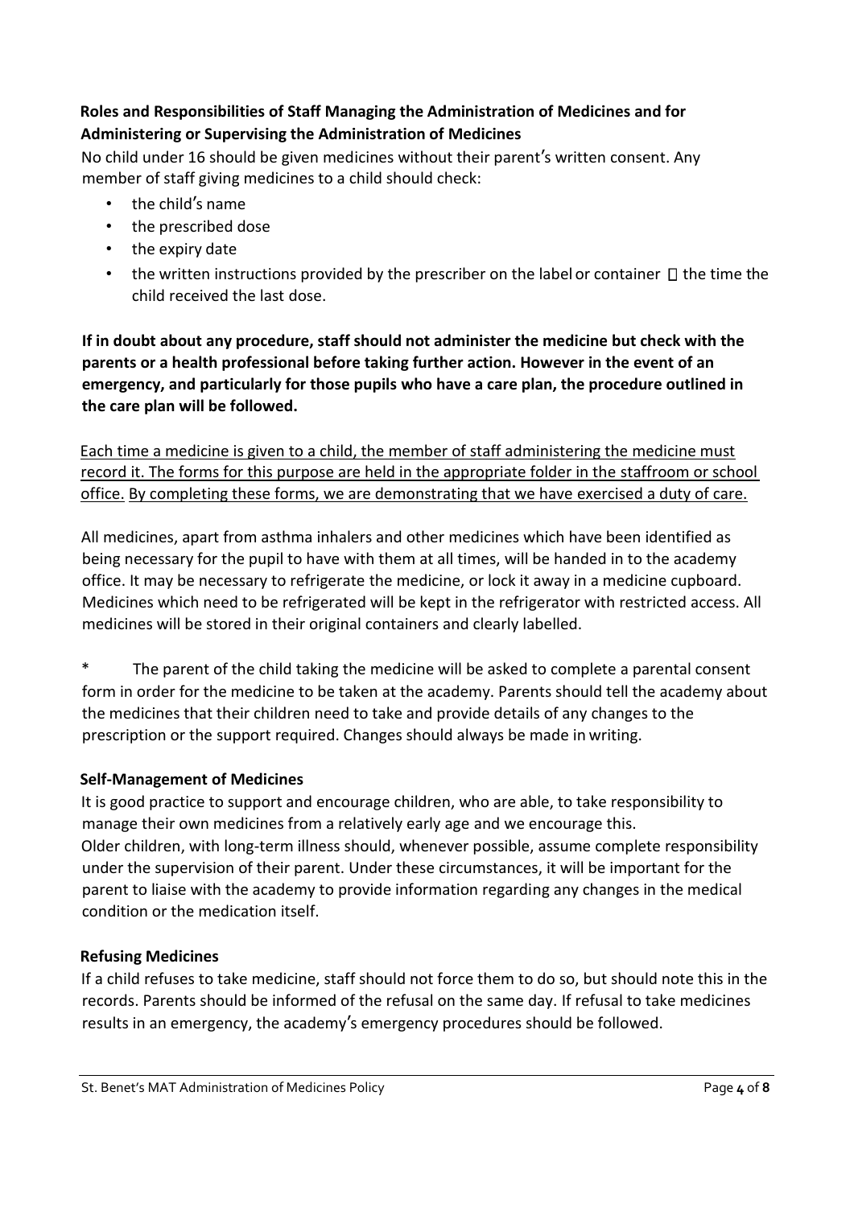**Roles and Responsibilities of Staff Managing the Administration of Medicines and for Administering or Supervising the Administration of Medicines**

No child under 16 should be given medicines without their parent's written consent. Any member of staff giving medicines to a child should check:

- the child's name
- the prescribed dose
- the expiry date
- the written instructions provided by the prescriber on the label or container
- the time the child received the last dose.

**If in doubt about any procedure, staff should not administer the medicine but check with the parents or a health professional before taking further action. However in the event of an emergency, and particularly for those pupils who have a care plan, the procedure outlined in the care plan will be followed.**

<u>Each time a medicine is given to a child, the member of staff administering the medicine must record it. The forms for this purpose are held in the appropriate folder in the staffroom or school office. By completing these forms, we are demonstrating that we have exercised a duty of care.</u>

All medicines, apart from asthma inhalers and other medicines which have been identified as being necessary for the pupil to have with them at all times, will be handed in to the academy office. It may be necessary to refrigerate the medicine, or lock it away in a medicine cupboard. Medicines which need to be refrigerated will be kept in the refrigerator with restricted access. All medicines will be stored in their original containers and clearly labelled.

\* The parent of the child taking the medicine will be asked to complete a parental consent form in order for the medicine to be taken at the academy. Parents should tell the academy about the medicines that their children need to take and provide details of any changes to the prescription or the support required. Changes should always be made in writing.

**Self-Management of Medicines**

It is good practice to support and encourage children, who are able, to take responsibility to manage their own medicines from a relatively early age and we encourage this.
Older children, with long-term illness should, whenever possible, assume complete responsibility under the supervision of their parent. Under these circumstances, it will be important for the parent to liaise with the academy to provide information regarding any changes in the medical condition or the medication itself.

**Refusing Medicines**

If a child refuses to take medicine, staff should not force them to do so, but should note this in the records. Parents should be informed of the refusal on the same day. If refusal to take medicines results in an emergency, the academy's emergency procedures should be followed.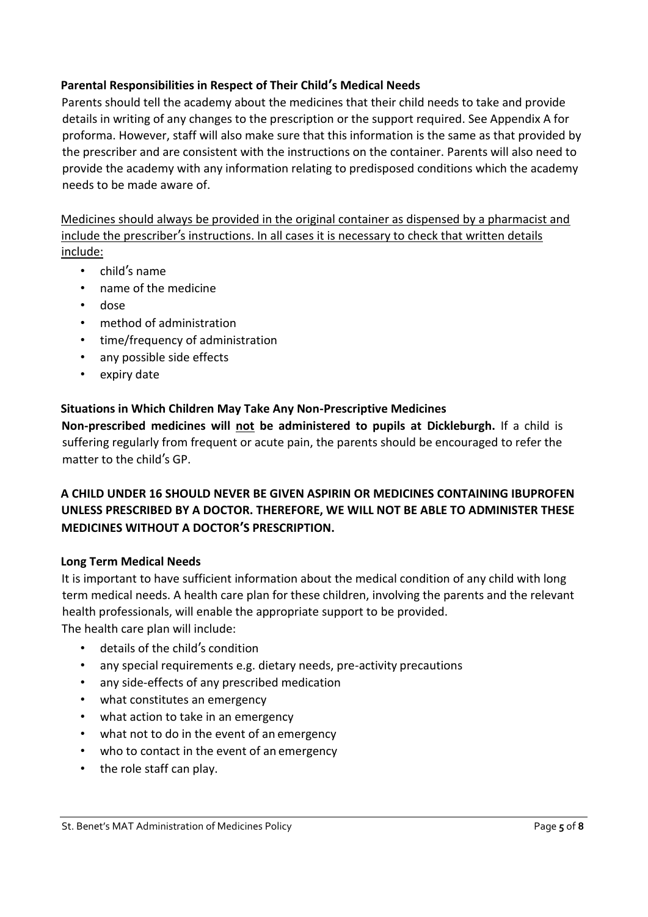### Parental Responsibilities in Respect of Their Child's Medical Needs

Parents should tell the academy about the medicines that their child needs to take and provide details in writing of any changes to the prescription or the support required. See Appendix A for proforma. However, staff will also make sure that this information is the same as that provided by the prescriber and are consistent with the instructions on the container. Parents will also need to provide the academy with any information relating to predisposed conditions which the academy needs to be made aware of.

<u>Medicines should always be provided in the original container as dispensed by a pharmacist and include the prescriber's instructions. In all cases it is necessary to check that written details include:</u>

- child's name
- name of the medicine
- dose
- method of administration
- time/frequency of administration
- any possible side effects
- expiry date

### Situations in Which Children May Take Any Non-Prescriptive Medicines

**Non-prescribed medicines will <u>not</u> be administered to pupils at Dickleburgh.** If a child is suffering regularly from frequent or acute pain, the parents should be encouraged to refer the matter to the child's GP.

**A CHILD UNDER 16 SHOULD NEVER BE GIVEN ASPIRIN OR MEDICINES CONTAINING IBUPROFEN UNLESS PRESCRIBED BY A DOCTOR. THEREFORE, WE WILL NOT BE ABLE TO ADMINISTER THESE MEDICINES WITHOUT A DOCTOR'S PRESCRIPTION.**

### Long Term Medical Needs

It is important to have sufficient information about the medical condition of any child with long term medical needs. A health care plan for these children, involving the parents and the relevant health professionals, will enable the appropriate support to be provided.
The health care plan will include:

- details of the child's condition
- any special requirements e.g. dietary needs, pre-activity precautions
- any side-effects of any prescribed medication
- what constitutes an emergency
- what action to take in an emergency
- what not to do in the event of an emergency
- who to contact in the event of an emergency
- the role staff can play.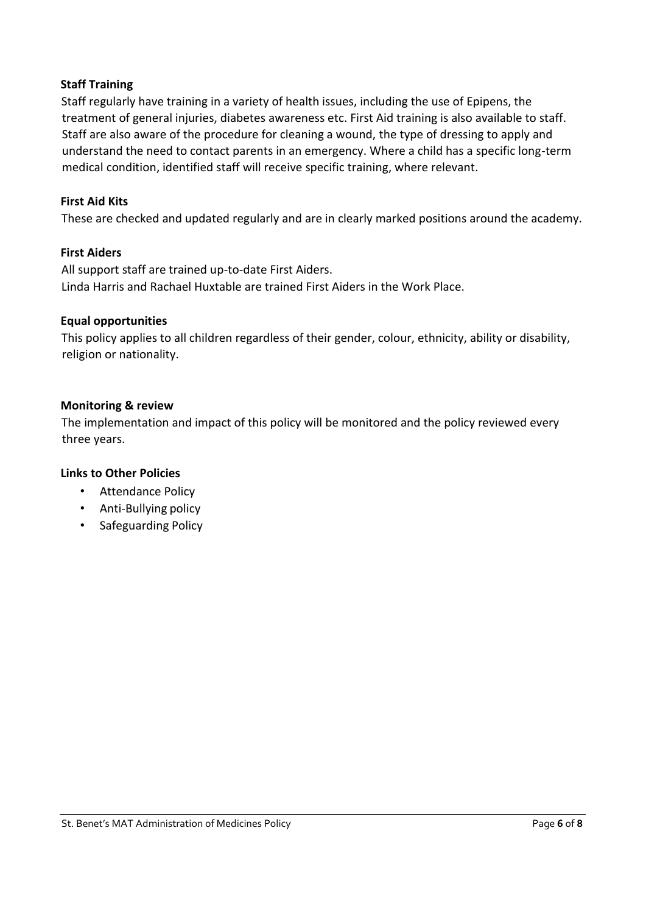**Staff Training**

Staff regularly have training in a variety of health issues, including the use of Epipens, the treatment of general injuries, diabetes awareness etc. First Aid training is also available to staff. Staff are also aware of the procedure for cleaning a wound, the type of dressing to apply and understand the need to contact parents in an emergency. Where a child has a specific long-term medical condition, identified staff will receive specific training, where relevant.

**First Aid Kits**

These are checked and updated regularly and are in clearly marked positions around the academy.

**First Aiders**

All support staff are trained up-to-date First Aiders.
Linda Harris and Rachael Huxtable are trained First Aiders in the Work Place.

**Equal opportunities**

This policy applies to all children regardless of their gender, colour, ethnicity, ability or disability, religion or nationality.

**Monitoring & review**

The implementation and impact of this policy will be monitored and the policy reviewed every three years.

**Links to Other Policies**

- Attendance Policy
- Anti-Bullying policy
- Safeguarding Policy